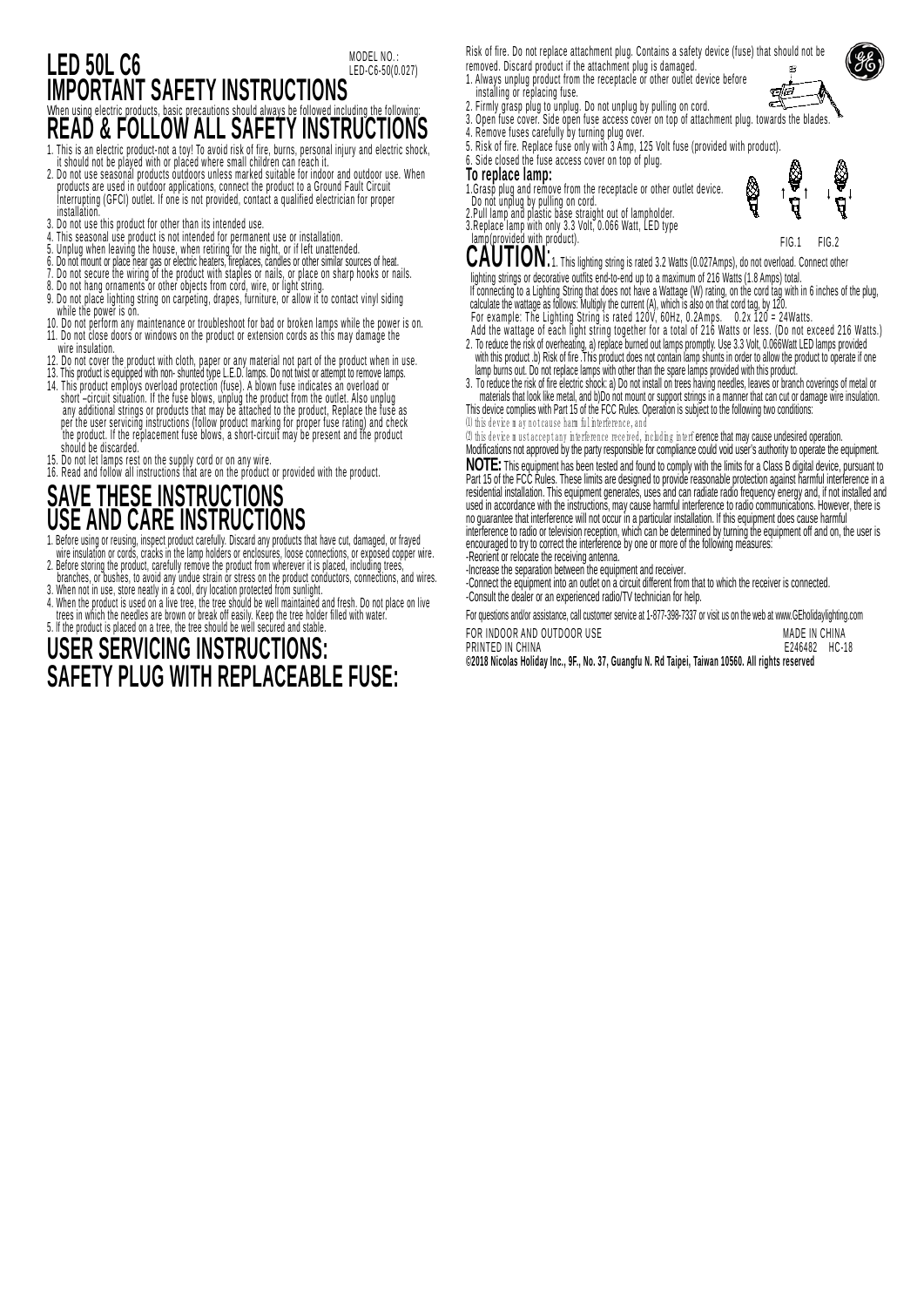# LED 50L C6

MODEL NO.: LED-C6-50(0.027)

## IMPORTANT SAFETY INSTRUCTIONS

When using electric products, basic precautions should always be followed including the following:

## READ & FOLLOW ALL SAFETY INSTRUCTIONS

1. This is an electric product-not a toy! To avoid risk of fire, burns, personal injury and electric shock, it should not be played with or placed where small children can reach it.
2. Do not use seasonal products outdoors unless marked suitable for indoor and outdoor use. When products are used in outdoor applications, connect the product to a Ground Fault Circuit Interrupting (GFCI) outlet. If one is not provided, contact a qualified electrician for proper installation.
3. Do not use this product for other than its intended use.
4. This seasonal use product is not intended for permanent use or installation.
5. Unplug when leaving the house, when retiring for the night, or if left unattended.
6. Do not mount or place near gas or electric heaters, fireplaces, candles or other similar sources of heat.
7. Do not secure the wiring of the product with staples or nails, or place on sharp hooks or nails.
8. Do not hang ornaments or other objects from cord, wire, or light string.
9. Do not place lighting string on carpeting, drapes, furniture, or allow it to contact vinyl siding while the power is on.
10. Do not perform any maintenance or troubleshoot for bad or broken lamps while the power is on.
11. Do not close doors or windows on the product or extension cords as this may damage the wire insulation.
12. Do not cover the product with cloth, paper or any material not part of the product when in use.
13. This product is equipped with non- shunted type L.E.D. lamps. Do not twist or attempt to remove lamps.
14. This product employs overload protection (fuse). A blown fuse indicates an overload or short –circuit situation. If the fuse blows, unplug the product from the outlet. Also unplug any additional strings or products that may be attached to the product, Replace the fuse as per the user servicing instructions (follow product marking for proper fuse rating) and check the product. If the replacement fuse blows, a short-circuit may be present and the product should be discarded.
15. Do not let lamps rest on the supply cord or on any wire.
16. Read and follow all instructions that are on the product or provided with the product.

## SAVE THESE INSTRUCTIONS

## USE AND CARE INSTRUCTIONS

1. Before using or reusing, inspect product carefully. Discard any products that have cut, damaged, or frayed wire insulation or cords, cracks in the lamp holders or enclosures, loose connections, or exposed copper wire.
2. Before storing the product, carefully remove the product from wherever it is placed, including trees, branches, or bushes, to avoid any undue strain or stress on the product conductors, connections, and wires.
3. When not in use, store neatly in a cool, dry location protected from sunlight.
4. When the product is used on a live tree, the tree should be well maintained and fresh. Do not place on live trees in which the needles are brown or break off easily. Keep the tree holder filled with water.
5. If the product is placed on a tree, the tree should be well secured and stable.

## USER SERVICING INSTRUCTIONS:

## SAFETY PLUG WITH REPLACEABLE FUSE:

Risk of fire. Do not replace attachment plug. Contains a safety device (fuse) that should not be removed. Discard product if the attachment plug is damaged.

1. Always unplug product from the receptacle or other outlet device before installing or replacing fuse.
2. Firmly grasp plug to unplug. Do not unplug by pulling on cord.
3. Open fuse cover. Side open fuse access cover on top of attachment plug. towards the blades.
4. Remove fuses carefully by turning plug over.
5. Risk of fire. Replace fuse only with 3 Amp, 125 Volt fuse (provided with product).
6. Side closed the fuse access cover on top of plug.

**To replace lamp:**

1. Grasp plug and remove from the receptacle or other outlet device. Do not unplug by pulling on cord.
2. Pull lamp and plastic base straight out of lampholder.
3. Replace lamp with only 3.3 Volt, 0.066 Watt, LED type lamp(provided with product).

FIG.1 FIG.2

**CAUTION:** 1. This lighting string is rated 3.2 Watts (0.027Amps), do not overload. Connect other lighting strings or decorative outfits end-to-end up to a maximum of 216 Watts (1.8 Amps) total.
If connecting to a Lighting String that does not have a Wattage (W) rating, on the cord tag with in 6 inches of the plug, calculate the wattage as follows: Multiply the current (A), which is also on that cord tag, by 120.
For example: The Lighting String is rated 120V, 60Hz, 0.2Amps. 0.2x 120 = 24Watts.
Add the wattage of each light string together for a total of 216 Watts or less. (Do not exceed 216 Watts.)
2. To reduce the risk of overheating, a) replace burned out lamps promptly. Use 3.3 Volt, 0.066Watt LED lamps provided with this product .b) Risk of fire .This product does not contain lamp shunts in order to allow the product to operate if one lamp burns out. Do not replace lamps with other than the spare lamps provided with this product.
3. To reduce the risk of fire electric shock: a) Do not install on trees having needles, leaves or branch coverings of metal or materials that look like metal, and b)Do not mount or support strings in a manner that can cut or damage wire insulation.

This device complies with Part 15 of the FCC Rules. Operation is subject to the following two conditions:
(1) this device may not cause harmful interference, and
(2) this device must accept any interference received, including interference that may cause undesired operation.
Modifications not approved by the party responsible for compliance could void user's authority to operate the equipment.

**NOTE:** This equipment has been tested and found to comply with the limits for a Class B digital device, pursuant to Part 15 of the FCC Rules. These limits are designed to provide reasonable protection against harmful interference in a residential installation. This equipment generates, uses and can radiate radio frequency energy and, if not installed and used in accordance with the instructions, may cause harmful interference to radio communications. However, there is no guarantee that interference will not occur in a particular installation. If this equipment does cause harmful interference to radio or television reception, which can be determined by turning the equipment off and on, the user is encouraged to try to correct the interference by one or more of the following measures:

- Reorient or relocate the receiving antenna.
- Increase the separation between the equipment and receiver.
- Connect the equipment into an outlet on a circuit different from that to which the receiver is connected.
- Consult the dealer or an experienced radio/TV technician for help.

For questions and/or assistance, call customer service at 1-877-398-7337 or visit us on the web at www.GEholidaylighting.com

FOR INDOOR AND OUTDOOR USE — MADE IN CHINA
PRINTED IN CHINA — E246482 HC-18

**©2018 Nicolas Holiday Inc., 9F., No. 37, Guangfu N. Rd Taipei, Taiwan 10560. All rights reserved**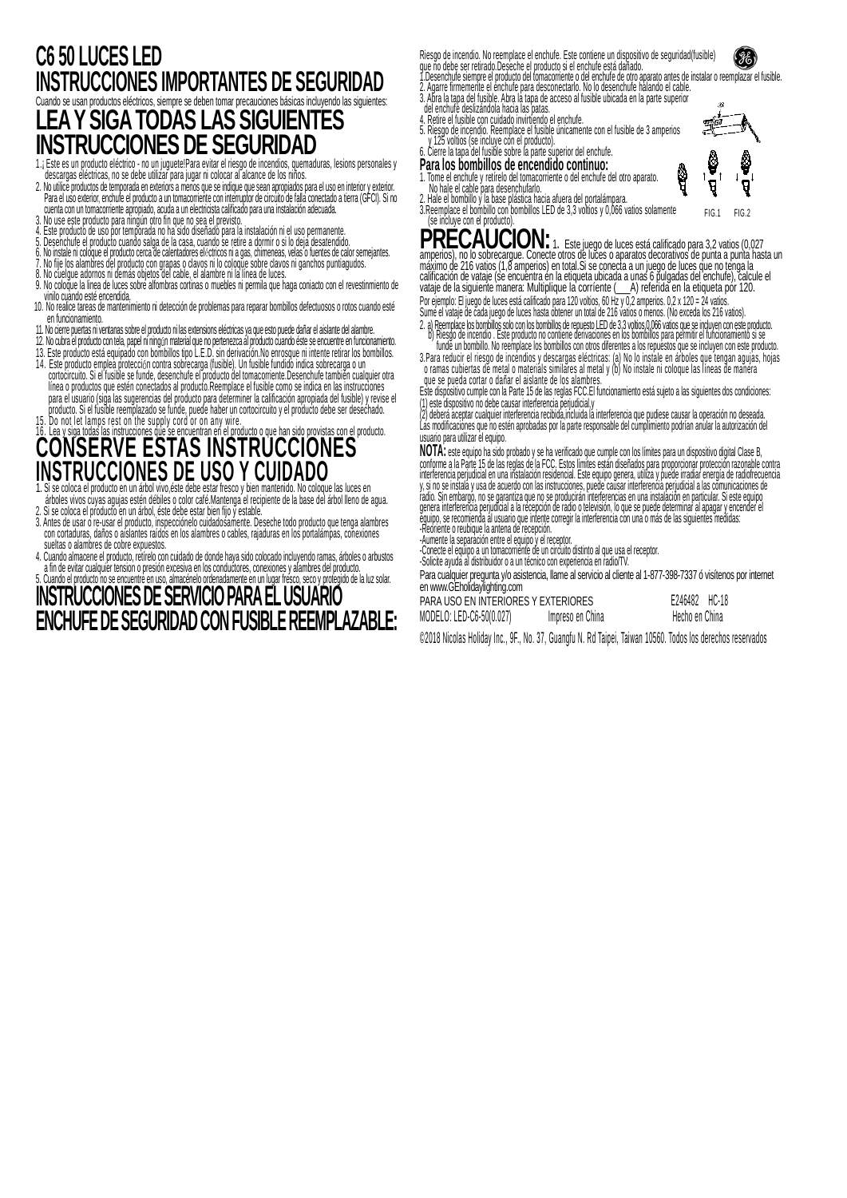# C6 50 LUCES LED

# INSTRUCCIONES IMPORTANTES DE SEGURIDAD

Cuando se usan productos eléctricos, siempre se deben tomar precauciones básicas incluyendo las siguientes:

# LEA Y SIGA TODAS LAS SIGUIENTES INSTRUCCIONES DE SEGURIDAD

1. ¡ Este es un producto eléctrico - no un juguete!Para evitar el riesgo de incendios, quemaduras, lesions personales y descargas eléctricas, no se debe utilizar para jugar ni colocar al alcance de los niños.
2. No utilice productos de temporada en exteriors a menos que se indique que sean apropiados para el uso en interior y exterior. Para el uso exterior, enchufe el producto a un tomacorriente con interruptor de circuito de falla conectado a tierra (GFCI). Si no cuenta con un tomacorriente apropiado, acuda a un electricista calificado para una instalación adecuada.
3. No use este producto para ningún otro fin que no sea el previsto.
4. Este producto de uso por temporada no ha sido diseñado para la instalación ni el uso permanente.
5. Desenchufe el producto cuando salga de la casa, cuando se retire a dormir o si lo deja desatendido.
6. No instale ni coloque el producto cerca de calentadores eléctricos ni a gas, chimeneas, velas o fuentes de calor semejantes.
7. No fije los alambres del producto con grapas o clavos ni lo coloque sobre clavos ni ganchos puntiagudos.
8. No cuelgue adornos ni demás objetos del cable, el alambre ni la línea de luces.
9. No coloque la línea de luces sobre alfombras cortinas o muebles ni permita que haga contacto con el revestimiento de vinilo cuando esté encendida.
10. No realice tareas de mantenimiento ni detección de problemas para reparar bombillos defectuosos o rotos cuando esté en funcionamiento.
11. No cierre puertas ni ventanas sobre el producto ni las extensions eléctricas ya que esto puede dañar el aislante del alambre.
12. No cubra el producto con tela, papel ni ningún material que no pertenezca al producto cuando éste se encuentre en funcionamiento.
13. Este producto está equipado con bombillos tipo L.E.D. sin derivación.No enrosque ni intente retirar los bombillos.
14. Este producto emplea protección contra sobrecarga (fusible). Un fusible fundido indica sobrecarga o un cortocircuito. Si el fusible se funde, desenchufe el producto del tomacorriente.Desenchufe también cualquier otra línea o productos que estén conectados al producto.Reemplace el fusible como se indica en las instrucciones para el usuario (siga las sugerencias del producto para determiner la calificación apropiada del fusible) y revise el producto. Si el fusible reemplazado se funde, puede haber un cortocircuito y el producto debe ser desechado.
15. Do not let lamps rest on the supply cord or on any wire.
16. Lea y siga todas las instrucciones que se encuentran en el producto o que han sido provistas con el producto.

# CONSERVE ESTAS INSTRUCCIONES

# INSTRUCCIONES DE USO Y CUIDADO

1. Si se coloca el producto en un árbol vivo,éste debe estar fresco y bien mantenido. No coloque las luces en árboles vivos cuyas agujas estén débiles o color café.Mantenga el recipiente de la base del árbol lleno de agua.
2. Si se coloca el producto en un árbol, éste debe estar bien fijo y estable.
3. Antes de usar o re-usar el producto, inspecciónelo cuidadosamente. Deseche todo producto que tenga alambres con cortaduras, daños o aislantes raídos en los alambres o cables, rajaduras en los portalámpas, conexiones sueltas o alambres de cobre expuestos.
4. Cuando almacene el producto, retírelo con cuidado de donde haya sido colocado incluyendo ramas, árboles o arbustos a fin de evitar cualquier tension o presión excesiva en los conductores, conexiones y alambres del producto.
5. Cuando el producto no se encuentre en uso, almacénelo ordenadamente en un lugar fresco, seco y protegido de la luz solar.

# INSTRUCCIONES DE SERVICIO PARA EL USUARIO

# ENCHUFE DE SEGURIDAD CON FUSIBLE REEMPLAZABLE:

Riesgo de incendio. No reemplace el enchufe. Este contiene un dispositivo de seguridad(fusible) que no debe ser retirado.Deseche el producto si el enchufe está dañado.

1. Desenchufe siempre el producto del tomacorriente o del enchufe de otro aparato antes de instalar o reemplazar el fusible.
2. Agarre firmemente el enchufe para desconectarlo. No lo desenchufe halando el cable.
3. Abra la tapa del fusible. Abra la tapa de acceso al fusible ubicada en la parte superior del enchufe deslizándola hacia las patas.
4. Retire el fusible con cuidado invirtiendo el enchufe.
5. Riesgo de incendio. Reemplace el fusible únicamente con el fusible de 3 amperios y 125 voltios (se incluye con el producto).
6. Cierre la tapa del fusible sobre la parte superior del enchufe.

**Para los bombillos de encendido continuo:**

1. Tome el enchufe y retírelo del tomacorriente o del enchufe del otro aparato. No hale el cable para desenchufarlo.
2. Hale el bombillo y la base plástica hacia afuera del portalámpara.
3. Reemplace el bombillo con bombillos LED de 3,3 voltios y 0,066 vatios solamente (se incluye con el producto).

FIG.1 FIG.2

**PRECAUCION:** 1. Este juego de luces está calificado para 3,2 vatios (0,027 amperios), no lo sobrecargue. Conecte otros de luces o aparatos decorativos de punta a punta hasta un máximo de 216 vatios (1,8 amperios) en total.Si se conecta a un juego de luces que no tenga la calificación de vataje (se encuentra en la etiqueta ubicada a unas 6 pulgadas del enchufe), calcule el vataje de la siguiente manera: Multiplique la corriente (___A) referida en la etiqueta por 120.

Por ejemplo: El juego de luces está calificado para 120 voltios, 60 Hz y 0,2 amperios. 0,2 x 120 = 24 vatios.
Sume el vataje de cada juego de luces hasta obtener un total de 216 vatios o menos. (No exceda los 216 vatios).

2. a) Reemplace los bombillos solo con los bombillos de repuesto LED de 3,3 voltios,0,066 vatios que se incluyen con este producto.
   b) Riesgo de incendio . Este producto no contiene derivaciones en los bombillos para permitir el funcionamiento si se funde un bombillo. No reemplace los bombillos con otros diferentes a los repuestos que se incluyen con este producto.
3. Para reducir el riesgo de incendios y descargas eléctricas: (a) No lo instale en árboles que tengan agujas, hojas o ramas cubiertas de metal o materials similares al metal y (b) No instale ni coloque las líneas de manera que se pueda cortar o dañar el aislante de los alambres.

Este dispositivo cumple con la Parte 15 de las reglas FCC.El funcionamiento está sujeto a las siguientes dos condiciones:
(1) este dispositivo no debe causar interferencia perjudicial,y
(2) deberá aceptar cualquier interferencia recibida,incluida la interferencia que pudiese causar la operación no deseada.
Las modificaciones que no estén aprobadas por la parte responsable del cumplimiento podrían anular la autorización del usuario para utilizar el equipo.

**NOTA:** este equipo ha sido probado y se ha verificado que cumple con los límites para un dispositivo digital Clase B, conforme a la Parte 15 de las reglas de la FCC. Estos límites están diseñados para proporcionar protección razonable contra interferencia perjudicial en una instalación residencial. Este equipo genera, utiliza y puede irradiar energía de radiofrecuencia y, si no se instala y usa de acuerdo con las instrucciones, puede causar interferencia perjudicial a las comunicaciones de radio. Sin embargo, no se garantiza que no se producirán interferencias en una instalación en particular. Si este equipo genera interferencia perjudicial a la recepción de radio o televisión, lo que se puede determinar al apagar y encender el equipo, se recomienda al usuario que intente corregir la interferencia con una o más de las siguientes medidas:
-Reoriente o reubique la antena de recepción.
-Aumente la separación entre el equipo y el receptor.
-Conecte el equipo a un tomacorriente de un circuito distinto al que usa el receptor.
-Solicite ayuda al distribuidor o a un técnico con experiencia en radio/TV.

Para cualquier pregunta y/o asistencia, llame al servicio al cliente al 1-877-398-7337 ó visítenos por internet en www.GEholidaylighting.com

PARA USO EN INTERIORES Y EXTERIORES E246482 HC-18
MODELO: LED-C6-50(0.027) Impreso en China Hecho en China

©2018 Nicolas Holiday Inc., 9F., No. 37, Guangfu N. Rd Taipei, Taiwan 10560. Todos los derechos reservados